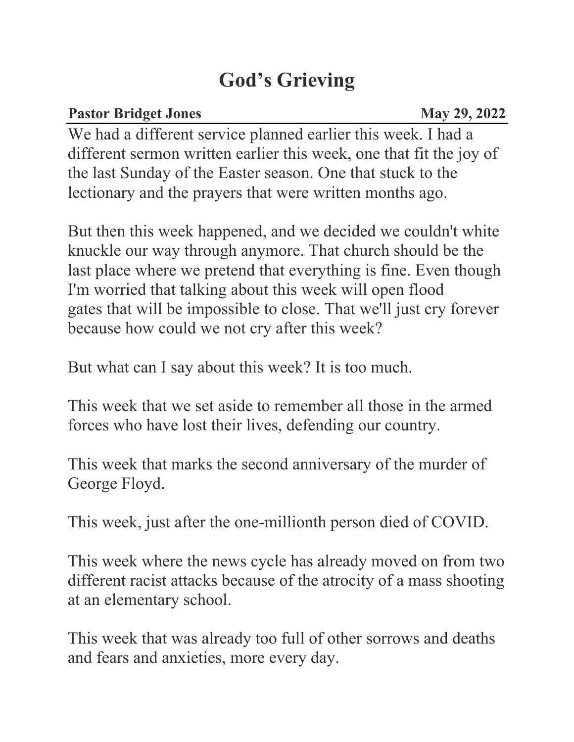# God's Grieving

**Pastor Bridget Jones** **May 29, 2022**

We had a different service planned earlier this week. I had a different sermon written earlier this week, one that fit the joy of the last Sunday of the Easter season. One that stuck to the lectionary and the prayers that were written months ago.

But then this week happened, and we decided we couldn't white knuckle our way through anymore. That church should be the last place where we pretend that everything is fine. Even though I'm worried that talking about this week will open flood gates that will be impossible to close. That we'll just cry forever because how could we not cry after this week?

But what can I say about this week? It is too much.

This week that we set aside to remember all those in the armed forces who have lost their lives, defending our country.

This week that marks the second anniversary of the murder of George Floyd.

This week, just after the one-millionth person died of COVID.

This week where the news cycle has already moved on from two different racist attacks because of the atrocity of a mass shooting at an elementary school.

This week that was already too full of other sorrows and deaths and fears and anxieties, more every day.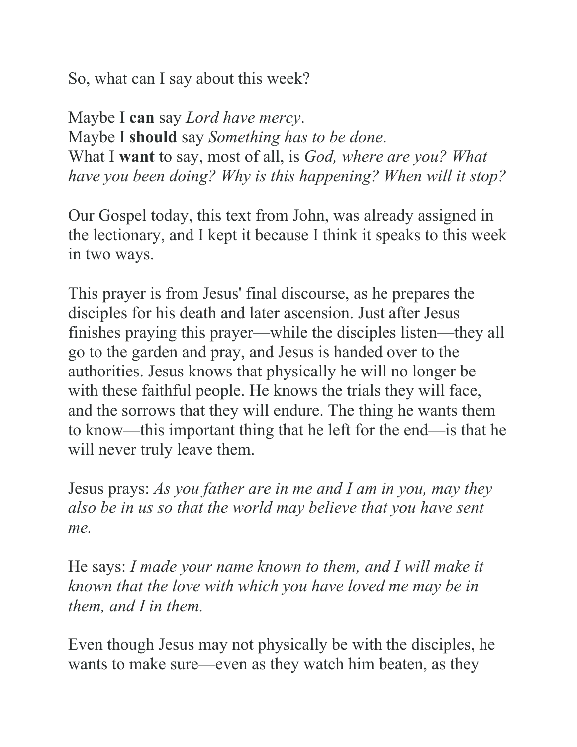So, what can I say about this week?

Maybe I **can** say *Lord have mercy*.
Maybe I **should** say *Something has to be done*.
What I **want** to say, most of all, is *God, where are you? What have you been doing? Why is this happening? When will it stop?*

Our Gospel today, this text from John, was already assigned in the lectionary, and I kept it because I think it speaks to this week in two ways.

This prayer is from Jesus' final discourse, as he prepares the disciples for his death and later ascension. Just after Jesus finishes praying this prayer—while the disciples listen—they all go to the garden and pray, and Jesus is handed over to the authorities. Jesus knows that physically he will no longer be with these faithful people. He knows the trials they will face, and the sorrows that they will endure. The thing he wants them to know—this important thing that he left for the end—is that he will never truly leave them.

Jesus prays: *As you father are in me and I am in you, may they also be in us so that the world may believe that you have sent me.*

He says: *I made your name known to them, and I will make it known that the love with which you have loved me may be in them, and I in them.*

Even though Jesus may not physically be with the disciples, he wants to make sure—even as they watch him beaten, as they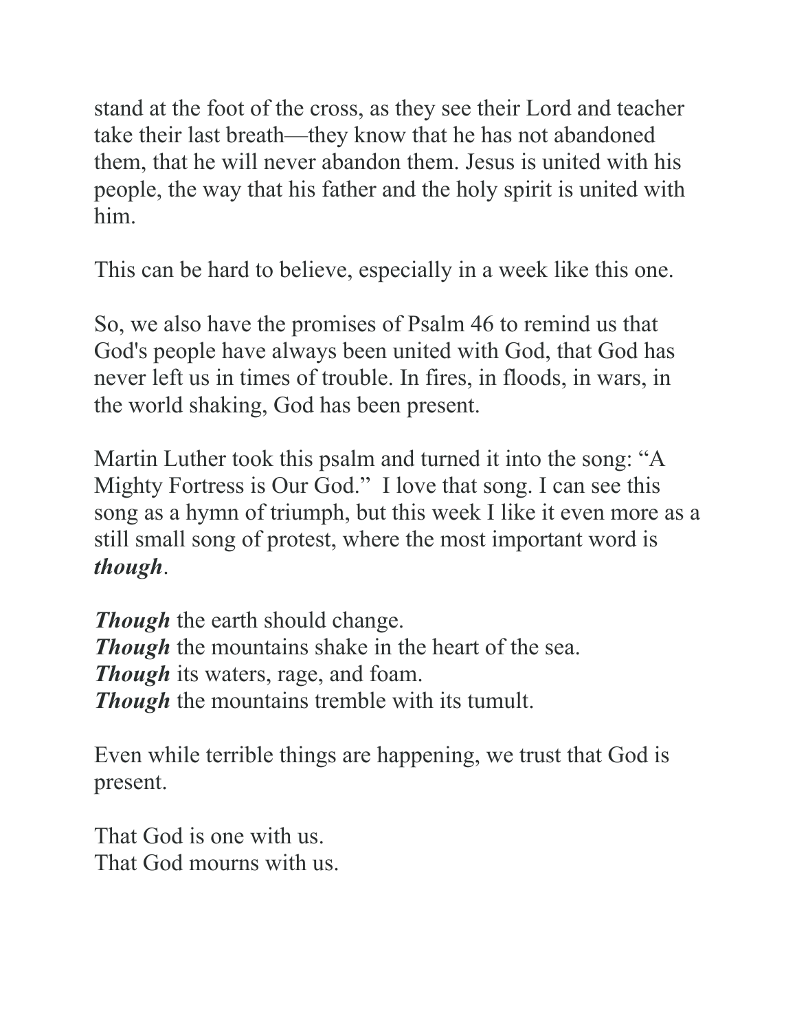stand at the foot of the cross, as they see their Lord and teacher take their last breath—they know that he has not abandoned them, that he will never abandon them. Jesus is united with his people, the way that his father and the holy spirit is united with him.

This can be hard to believe, especially in a week like this one.

So, we also have the promises of Psalm 46 to remind us that God's people have always been united with God, that God has never left us in times of trouble. In fires, in floods, in wars, in the world shaking, God has been present.

Martin Luther took this psalm and turned it into the song: "A Mighty Fortress is Our God." I love that song. I can see this song as a hymn of triumph, but this week I like it even more as a still small song of protest, where the most important word is ***though***.

***Though*** the earth should change.
***Though*** the mountains shake in the heart of the sea.
***Though*** its waters, rage, and foam.
***Though*** the mountains tremble with its tumult.

Even while terrible things are happening, we trust that God is present.

That God is one with us.
That God mourns with us.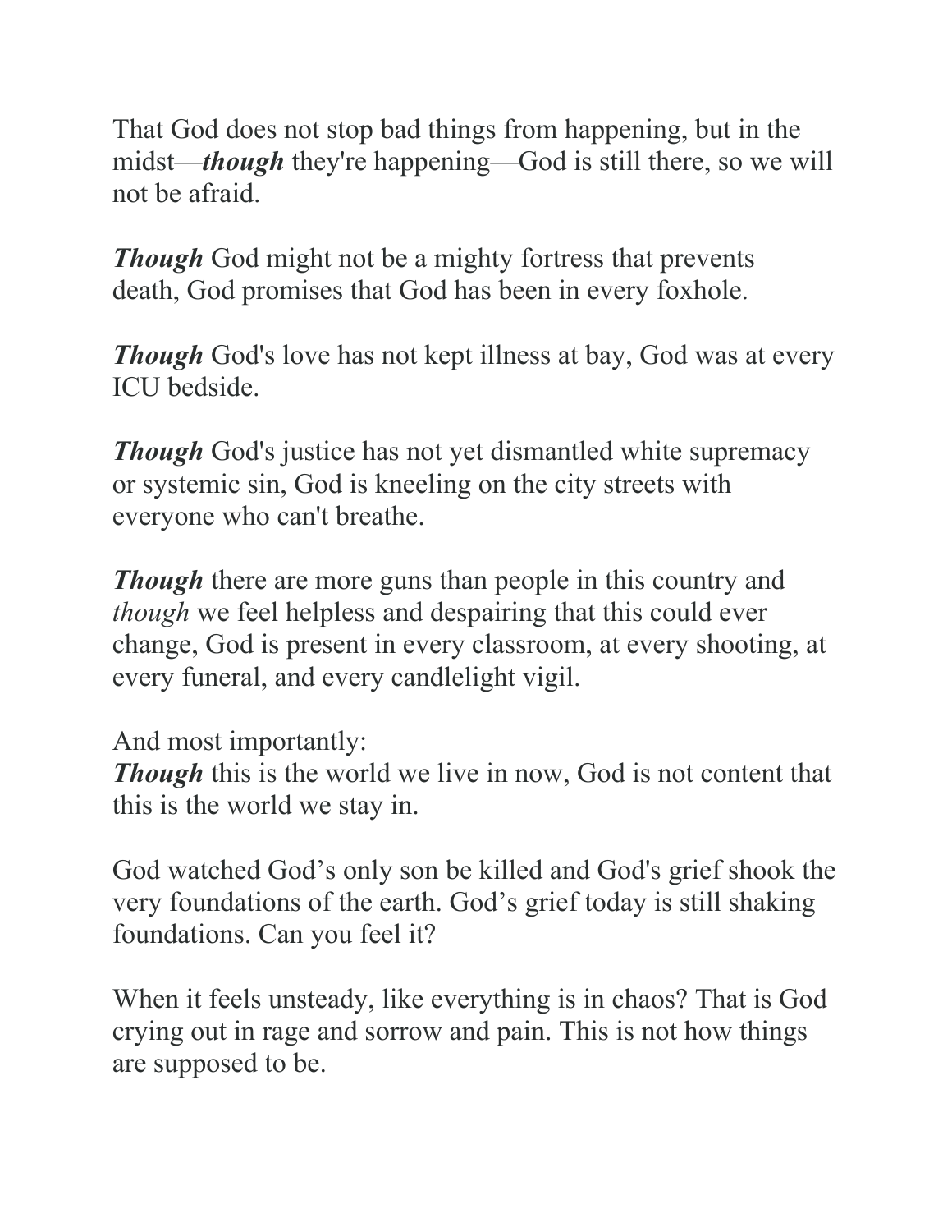That God does not stop bad things from happening, but in the midst—***though*** they're happening—God is still there, so we will not be afraid.

***Though*** God might not be a mighty fortress that prevents death, God promises that God has been in every foxhole.

***Though*** God's love has not kept illness at bay, God was at every ICU bedside.

***Though*** God's justice has not yet dismantled white supremacy or systemic sin, God is kneeling on the city streets with everyone who can't breathe.

***Though*** there are more guns than people in this country and *though* we feel helpless and despairing that this could ever change, God is present in every classroom, at every shooting, at every funeral, and every candlelight vigil.

And most importantly:
***Though*** this is the world we live in now, God is not content that this is the world we stay in.

God watched God's only son be killed and God's grief shook the very foundations of the earth. God's grief today is still shaking foundations. Can you feel it?

When it feels unsteady, like everything is in chaos? That is God crying out in rage and sorrow and pain. This is not how things are supposed to be.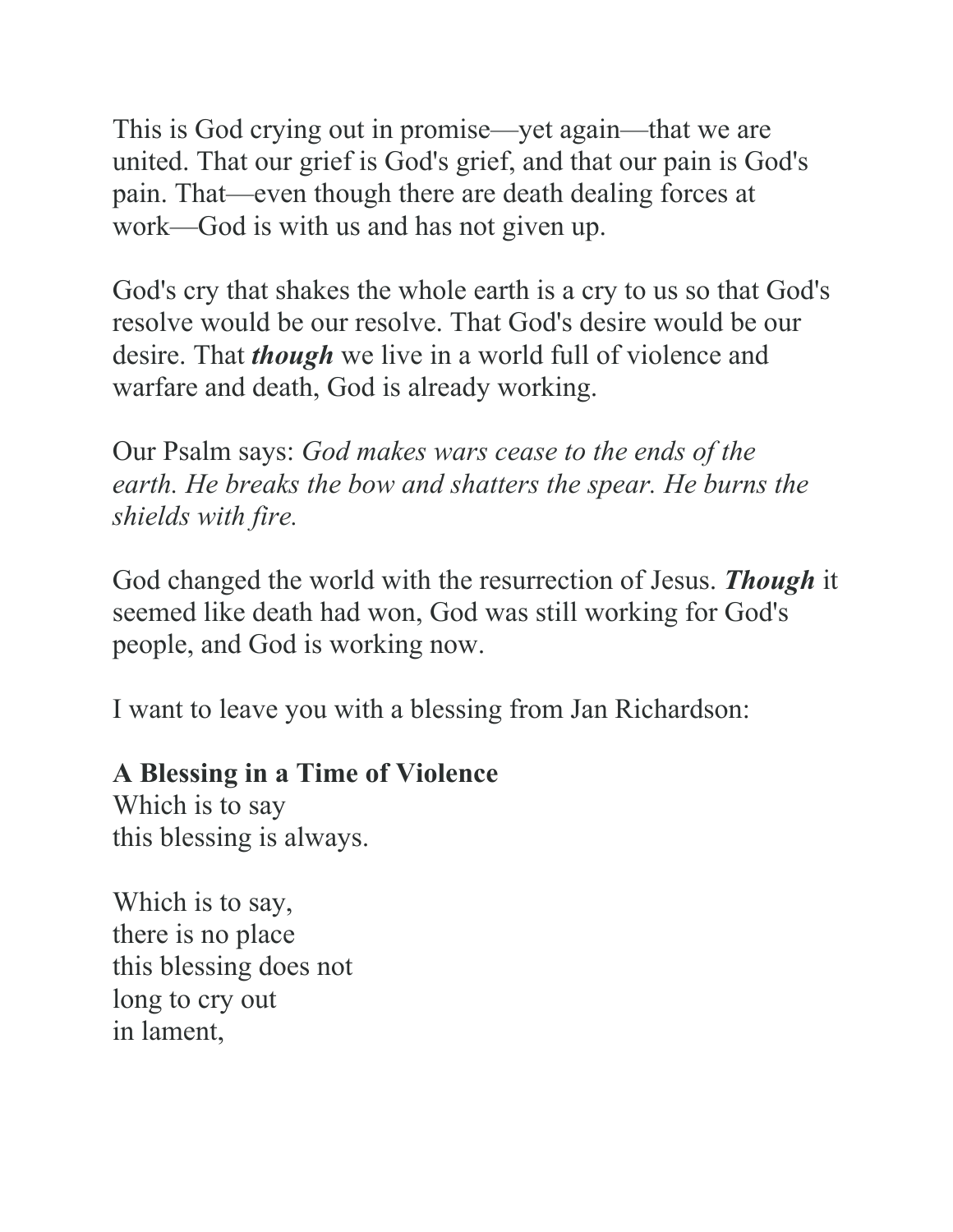This is God crying out in promise—yet again—that we are united. That our grief is God's grief, and that our pain is God's pain. That—even though there are death dealing forces at work—God is with us and has not given up.

God's cry that shakes the whole earth is a cry to us so that God's resolve would be our resolve. That God's desire would be our desire. That ***though*** we live in a world full of violence and warfare and death, God is already working.

Our Psalm says: *God makes wars cease to the ends of the earth. He breaks the bow and shatters the spear. He burns the shields with fire.*

God changed the world with the resurrection of Jesus. ***Though*** it seemed like death had won, God was still working for God's people, and God is working now.

I want to leave you with a blessing from Jan Richardson:

**A Blessing in a Time of Violence**  
Which is to say  
this blessing is always.

Which is to say,  
there is no place  
this blessing does not  
long to cry out  
in lament,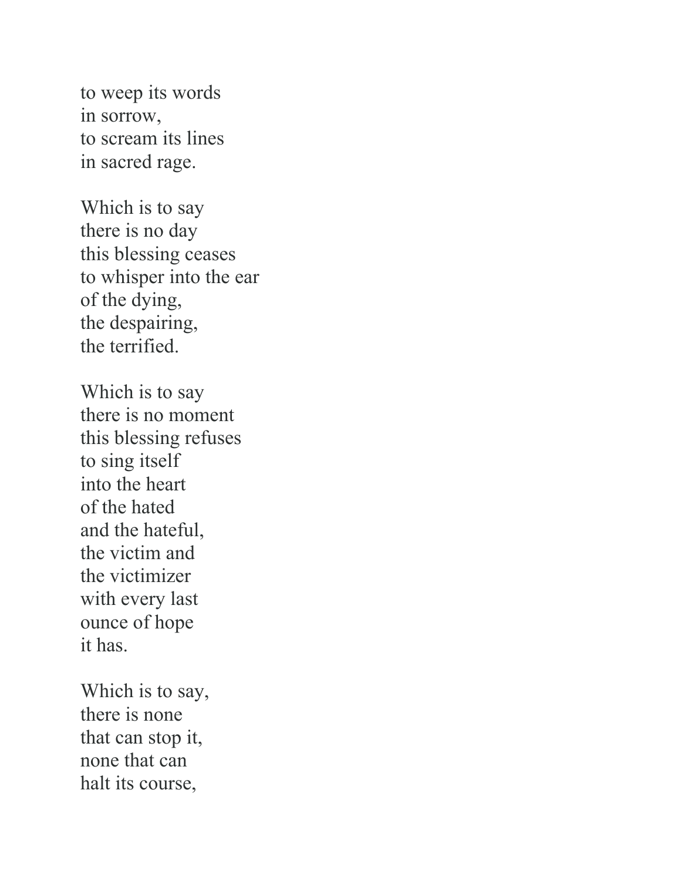to weep its words  
in sorrow,  
to scream its lines  
in sacred rage.

Which is to say  
there is no day  
this blessing ceases  
to whisper into the ear  
of the dying,  
the despairing,  
the terrified.

Which is to say  
there is no moment  
this blessing refuses  
to sing itself  
into the heart  
of the hated  
and the hateful,  
the victim and  
the victimizer  
with every last  
ounce of hope  
it has.

Which is to say,  
there is none  
that can stop it,  
none that can  
halt its course,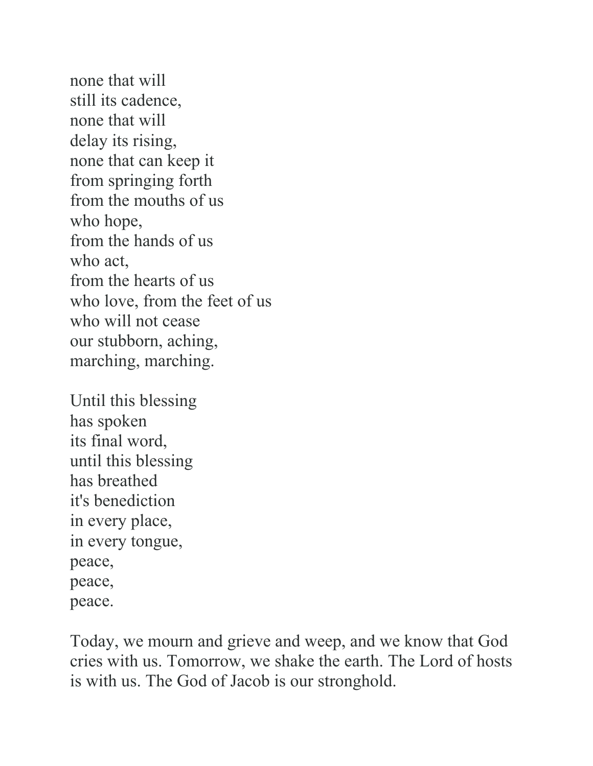none that will  
still its cadence,  
none that will  
delay its rising,  
none that can keep it  
from springing forth  
from the mouths of us  
who hope,  
from the hands of us  
who act,  
from the hearts of us  
who love, from the feet of us  
who will not cease  
our stubborn, aching,  
marching, marching.

Until this blessing  
has spoken  
its final word,  
until this blessing  
has breathed  
it's benediction  
in every place,  
in every tongue,  
peace,  
peace,  
peace.

Today, we mourn and grieve and weep, and we know that God cries with us. Tomorrow, we shake the earth. The Lord of hosts is with us. The God of Jacob is our stronghold.